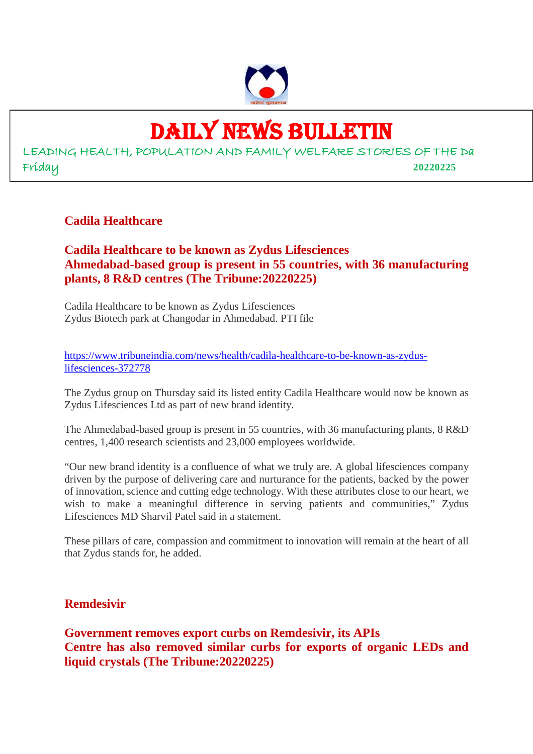# DAILY NEWS BULLETIN

LEADING HEALTH, POPULATION AND FAMILY WELFARE STORIES OF THE Da

Friday **20220225**

## Cadila Healthcare

### Cadila Healthcare to be known as Zydus Lifesciences
### Ahmedabad-based group is present in 55 countries, with 36 manufacturing plants, 8 R&D centres (The Tribune:20220225)

Cadila Healthcare to be known as Zydus Lifesciences
Zydus Biotech park at Changodar in Ahmedabad. PTI file

https://www.tribuneindia.com/news/health/cadila-healthcare-to-be-known-as-zydus-lifesciences-372778

The Zydus group on Thursday said its listed entity Cadila Healthcare would now be known as Zydus Lifesciences Ltd as part of new brand identity.

The Ahmedabad-based group is present in 55 countries, with 36 manufacturing plants, 8 R&D centres, 1,400 research scientists and 23,000 employees worldwide.

"Our new brand identity is a confluence of what we truly are. A global lifesciences company driven by the purpose of delivering care and nurturance for the patients, backed by the power of innovation, science and cutting edge technology. With these attributes close to our heart, we wish to make a meaningful difference in serving patients and communities," Zydus Lifesciences MD Sharvil Patel said in a statement.

These pillars of care, compassion and commitment to innovation will remain at the heart of all that Zydus stands for, he added.

## Remdesivir

### Government removes export curbs on Remdesivir, its APIs
### Centre has also removed similar curbs for exports of organic LEDs and liquid crystals (The Tribune:20220225)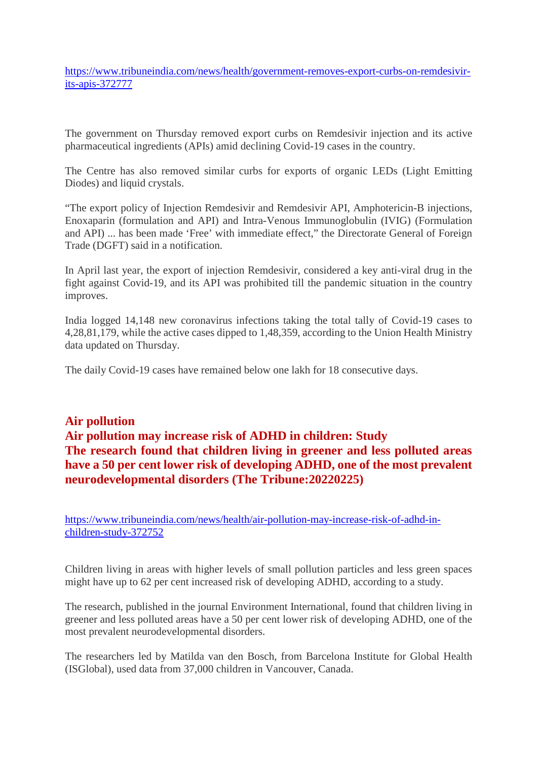https://www.tribuneindia.com/news/health/government-removes-export-curbs-on-remdesivir-its-apis-372777

The government on Thursday removed export curbs on Remdesivir injection and its active pharmaceutical ingredients (APIs) amid declining Covid-19 cases in the country.

The Centre has also removed similar curbs for exports of organic LEDs (Light Emitting Diodes) and liquid crystals.

"The export policy of Injection Remdesivir and Remdesivir API, Amphotericin-B injections, Enoxaparin (formulation and API) and Intra-Venous Immunoglobulin (IVIG) (Formulation and API) ... has been made 'Free' with immediate effect," the Directorate General of Foreign Trade (DGFT) said in a notification.

In April last year, the export of injection Remdesivir, considered a key anti-viral drug in the fight against Covid-19, and its API was prohibited till the pandemic situation in the country improves.

India logged 14,148 new coronavirus infections taking the total tally of Covid-19 cases to 4,28,81,179, while the active cases dipped to 1,48,359, according to the Union Health Ministry data updated on Thursday.

The daily Covid-19 cases have remained below one lakh for 18 consecutive days.

## Air pollution

## Air pollution may increase risk of ADHD in children: Study

## The research found that children living in greener and less polluted areas have a 50 per cent lower risk of developing ADHD, one of the most prevalent neurodevelopmental disorders (The Tribune:20220225)

https://www.tribuneindia.com/news/health/air-pollution-may-increase-risk-of-adhd-in-children-study-372752

Children living in areas with higher levels of small pollution particles and less green spaces might have up to 62 per cent increased risk of developing ADHD, according to a study.

The research, published in the journal Environment International, found that children living in greener and less polluted areas have a 50 per cent lower risk of developing ADHD, one of the most prevalent neurodevelopmental disorders.

The researchers led by Matilda van den Bosch, from Barcelona Institute for Global Health (ISGlobal), used data from 37,000 children in Vancouver, Canada.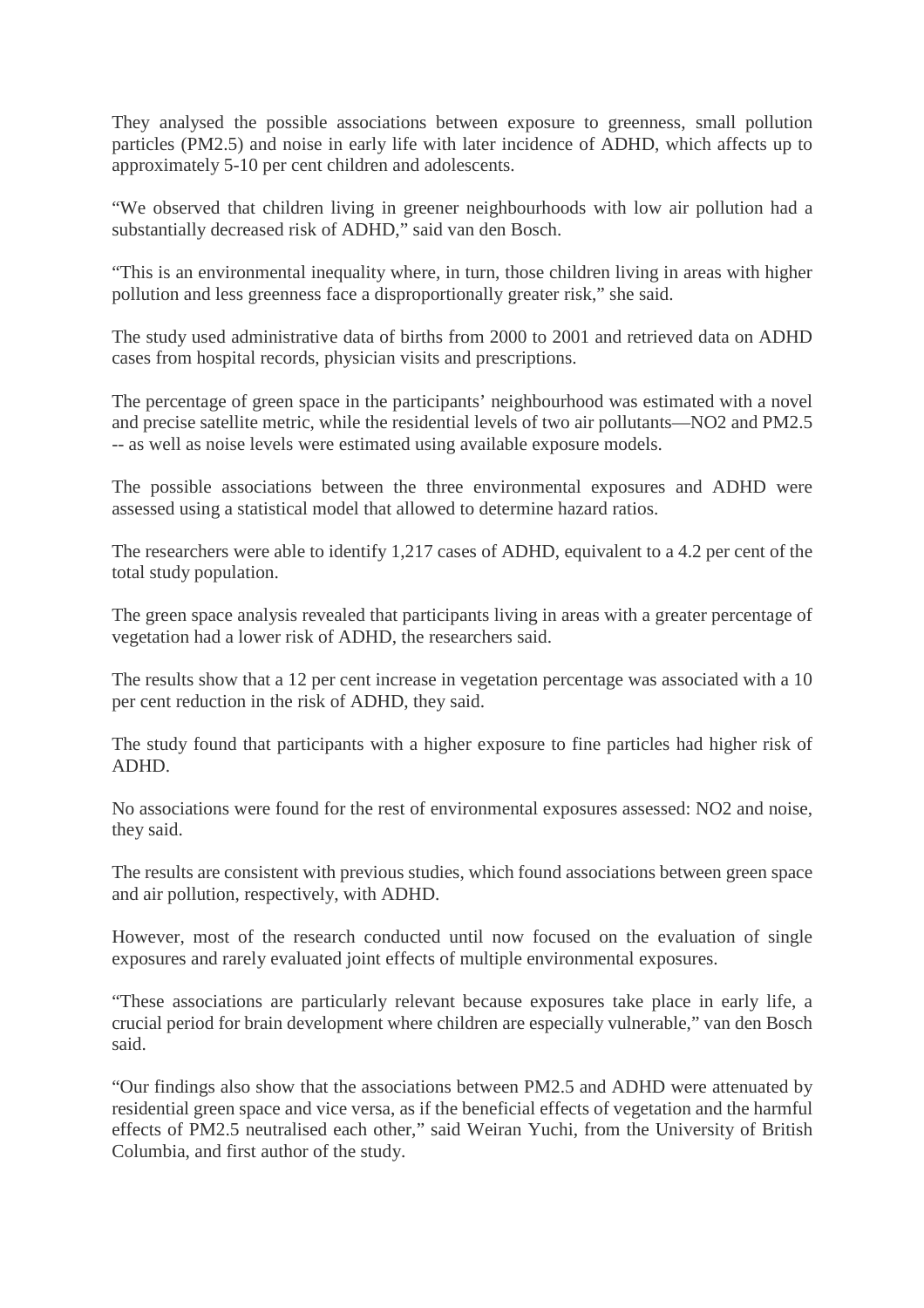They analysed the possible associations between exposure to greenness, small pollution particles ($PM_{2.5}$) and noise in early life with later incidence of ADHD, which affects up to approximately 5-10 per cent children and adolescents.

“We observed that children living in greener neighbourhoods with low air pollution had a substantially decreased risk of ADHD,” said van den Bosch.

“This is an environmental inequality where, in turn, those children living in areas with higher pollution and less greenness face a disproportionally greater risk,” she said.

The study used administrative data of births from 2000 to 2001 and retrieved data on ADHD cases from hospital records, physician visits and prescriptions.

The percentage of green space in the participants’ neighbourhood was estimated with a novel and precise satellite metric, while the residential levels of two air pollutants—$NO_2$ and $PM_{2.5}$ -- as well as noise levels were estimated using available exposure models.

The possible associations between the three environmental exposures and ADHD were assessed using a statistical model that allowed to determine hazard ratios.

The researchers were able to identify 1,217 cases of ADHD, equivalent to a 4.2 per cent of the total study population.

The green space analysis revealed that participants living in areas with a greater percentage of vegetation had a lower risk of ADHD, the researchers said.

The results show that a 12 per cent increase in vegetation percentage was associated with a 10 per cent reduction in the risk of ADHD, they said.

The study found that participants with a higher exposure to fine particles had higher risk of ADHD.

No associations were found for the rest of environmental exposures assessed: $NO_2$ and noise, they said.

The results are consistent with previous studies, which found associations between green space and air pollution, respectively, with ADHD.

However, most of the research conducted until now focused on the evaluation of single exposures and rarely evaluated joint effects of multiple environmental exposures.

“These associations are particularly relevant because exposures take place in early life, a crucial period for brain development where children are especially vulnerable,” van den Bosch said.

“Our findings also show that the associations between $PM_{2.5}$ and ADHD were attenuated by residential green space and vice versa, as if the beneficial effects of vegetation and the harmful effects of $PM_{2.5}$ neutralised each other,” said Weiran Yuchi, from the University of British Columbia, and first author of the study.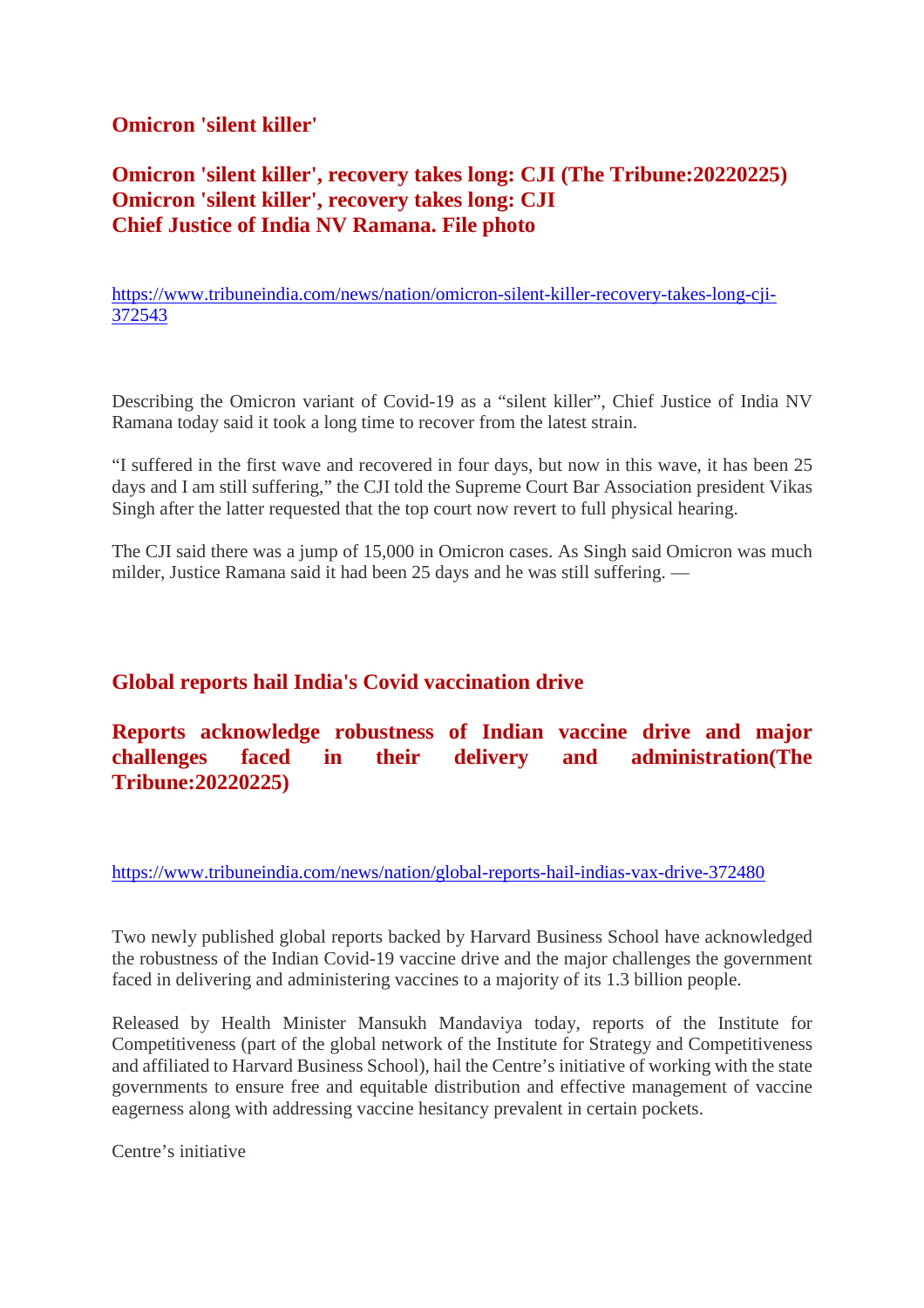## Omicron 'silent killer'

### Omicron 'silent killer', recovery takes long: CJI (The Tribune:20220225)
### Omicron 'silent killer', recovery takes long: CJI
### Chief Justice of India NV Ramana. File photo

https://www.tribuneindia.com/news/nation/omicron-silent-killer-recovery-takes-long-cji-372543

Describing the Omicron variant of Covid-19 as a "silent killer", Chief Justice of India NV Ramana today said it took a long time to recover from the latest strain.

"I suffered in the first wave and recovered in four days, but now in this wave, it has been 25 days and I am still suffering," the CJI told the Supreme Court Bar Association president Vikas Singh after the latter requested that the top court now revert to full physical hearing.

The CJI said there was a jump of 15,000 in Omicron cases. As Singh said Omicron was much milder, Justice Ramana said it had been 25 days and he was still suffering. —

## Global reports hail India's Covid vaccination drive

### Reports acknowledge robustness of Indian vaccine drive and major challenges faced in their delivery and administration(The Tribune:20220225)

https://www.tribuneindia.com/news/nation/global-reports-hail-indias-vax-drive-372480

Two newly published global reports backed by Harvard Business School have acknowledged the robustness of the Indian Covid-19 vaccine drive and the major challenges the government faced in delivering and administering vaccines to a majority of its 1.3 billion people.

Released by Health Minister Mansukh Mandaviya today, reports of the Institute for Competitiveness (part of the global network of the Institute for Strategy and Competitiveness and affiliated to Harvard Business School), hail the Centre's initiative of working with the state governments to ensure free and equitable distribution and effective management of vaccine eagerness along with addressing vaccine hesitancy prevalent in certain pockets.

Centre's initiative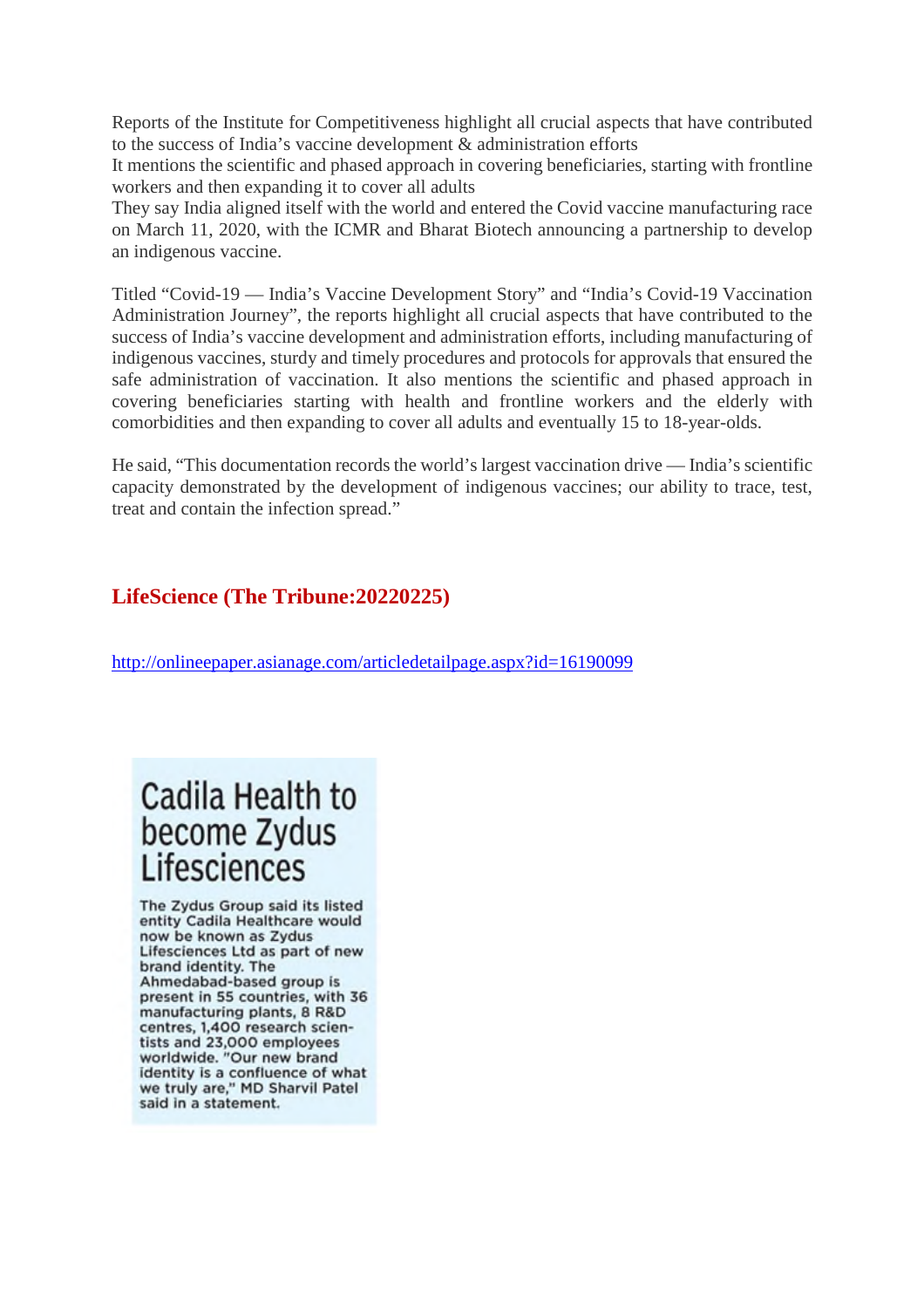Reports of the Institute for Competitiveness highlight all crucial aspects that have contributed to the success of India's vaccine development & administration efforts
It mentions the scientific and phased approach in covering beneficiaries, starting with frontline workers and then expanding it to cover all adults
They say India aligned itself with the world and entered the Covid vaccine manufacturing race on March 11, 2020, with the ICMR and Bharat Biotech announcing a partnership to develop an indigenous vaccine.

Titled "Covid-19 — India's Vaccine Development Story" and "India's Covid-19 Vaccination Administration Journey", the reports highlight all crucial aspects that have contributed to the success of India's vaccine development and administration efforts, including manufacturing of indigenous vaccines, sturdy and timely procedures and protocols for approvals that ensured the safe administration of vaccination. It also mentions the scientific and phased approach in covering beneficiaries starting with health and frontline workers and the elderly with comorbidities and then expanding to cover all adults and eventually 15 to 18-year-olds.

He said, "This documentation records the world's largest vaccination drive — India's scientific capacity demonstrated by the development of indigenous vaccines; our ability to trace, test, treat and contain the infection spread."

## LifeScience (The Tribune:20220225)

http://onlineepaper.asianage.com/articledetailpage.aspx?id=16190099

### Cadila Health to become Zydus Lifesciences

The Zydus Group said its listed entity Cadila Healthcare would now be known as Zydus Lifesciences Ltd as part of new brand identity. The Ahmedabad-based group is present in 55 countries, with 36 manufacturing plants, 8 R&D centres, 1,400 research scientists and 23,000 employees worldwide. "Our new brand identity is a confluence of what we truly are," MD Sharvil Patel said in a statement.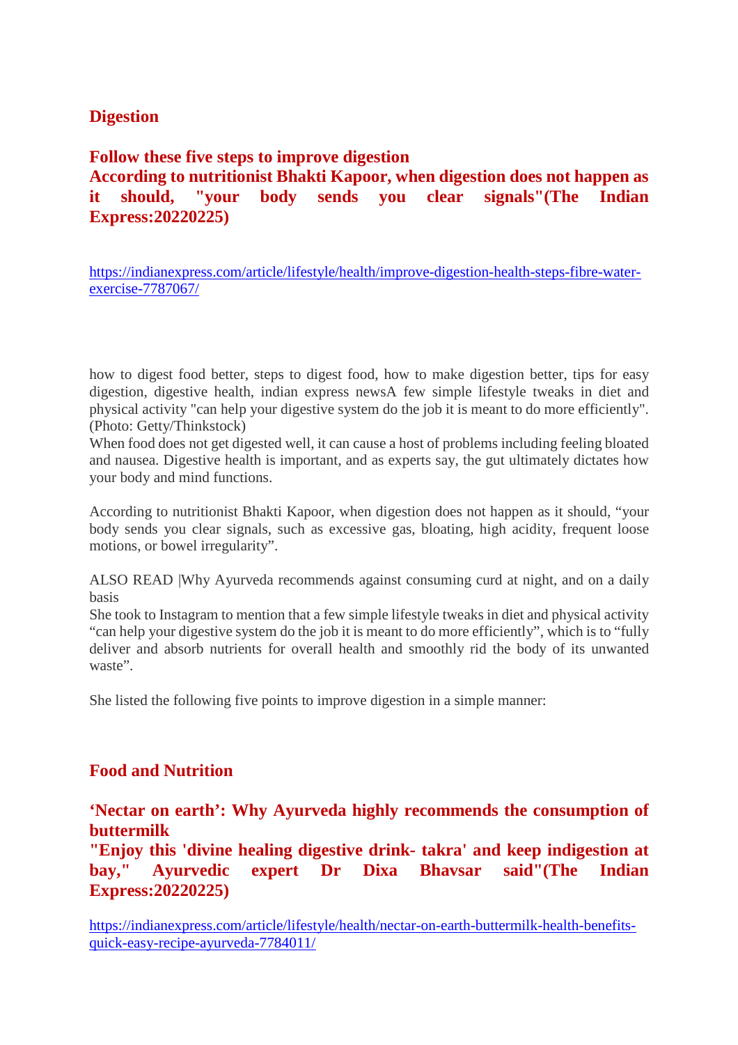## Digestion

**Follow these five steps to improve digestion**
**According to nutritionist Bhakti Kapoor, when digestion does not happen as it should, "your body sends you clear signals"(The Indian Express:20220225)**

https://indianexpress.com/article/lifestyle/health/improve-digestion-health-steps-fibre-water-exercise-7787067/

how to digest food better, steps to digest food, how to make digestion better, tips for easy digestion, digestive health, indian express newsA few simple lifestyle tweaks in diet and physical activity "can help your digestive system do the job it is meant to do more efficiently". (Photo: Getty/Thinkstock)
When food does not get digested well, it can cause a host of problems including feeling bloated and nausea. Digestive health is important, and as experts say, the gut ultimately dictates how your body and mind functions.

According to nutritionist Bhakti Kapoor, when digestion does not happen as it should, “your body sends you clear signals, such as excessive gas, bloating, high acidity, frequent loose motions, or bowel irregularity”.

ALSO READ |Why Ayurveda recommends against consuming curd at night, and on a daily basis
She took to Instagram to mention that a few simple lifestyle tweaks in diet and physical activity “can help your digestive system do the job it is meant to do more efficiently”, which is to “fully deliver and absorb nutrients for overall health and smoothly rid the body of its unwanted waste”.

She listed the following five points to improve digestion in a simple manner:

## Food and Nutrition

**‘Nectar on earth’: Why Ayurveda highly recommends the consumption of buttermilk**
**"Enjoy this 'divine healing digestive drink- takra' and keep indigestion at bay," Ayurvedic expert Dr Dixa Bhavsar said"(The Indian Express:20220225)**

https://indianexpress.com/article/lifestyle/health/nectar-on-earth-buttermilk-health-benefits-quick-easy-recipe-ayurveda-7784011/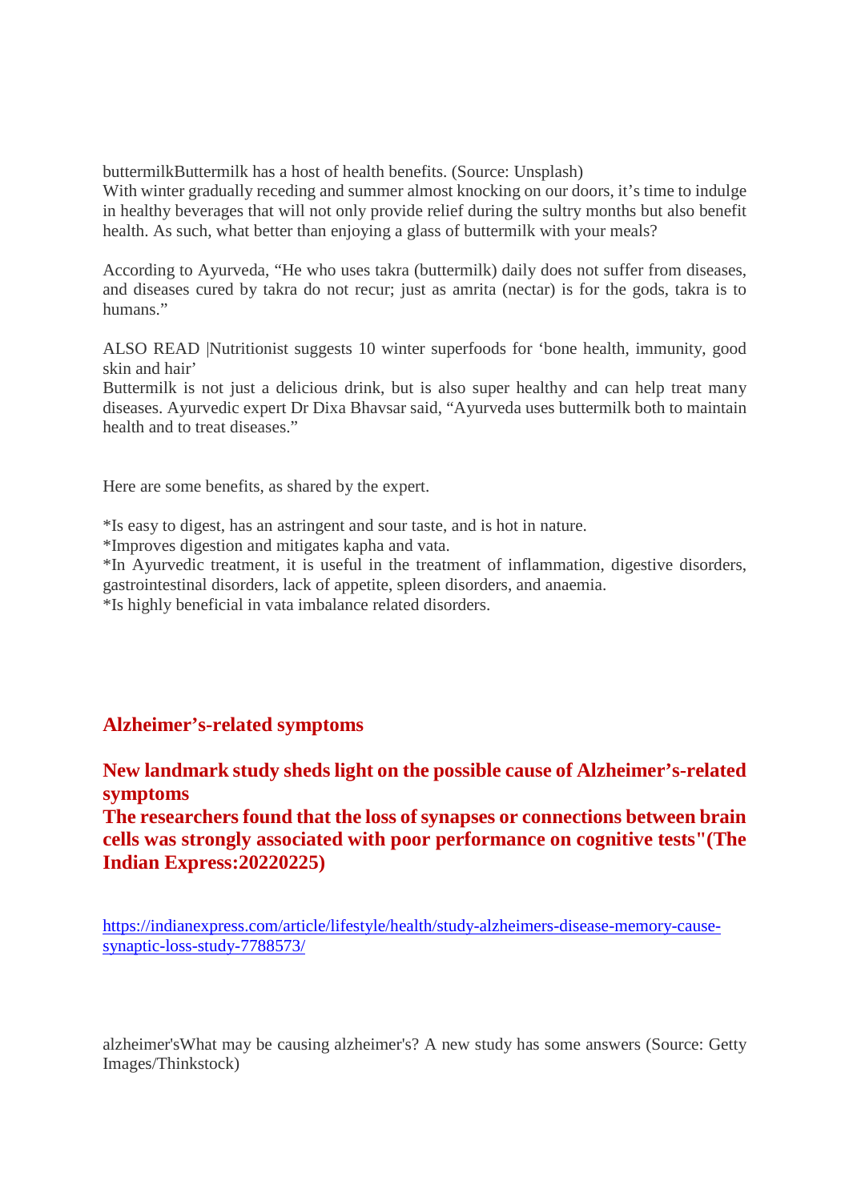buttermilkButtermilk has a host of health benefits. (Source: Unsplash)
With winter gradually receding and summer almost knocking on our doors, it's time to indulge in healthy beverages that will not only provide relief during the sultry months but also benefit health. As such, what better than enjoying a glass of buttermilk with your meals?

According to Ayurveda, "He who uses takra (buttermilk) daily does not suffer from diseases, and diseases cured by takra do not recur; just as amrita (nectar) is for the gods, takra is to humans."

ALSO READ |Nutritionist suggests 10 winter superfoods for 'bone health, immunity, good skin and hair'
Buttermilk is not just a delicious drink, but is also super healthy and can help treat many diseases. Ayurvedic expert Dr Dixa Bhavsar said, "Ayurveda uses buttermilk both to maintain health and to treat diseases."

Here are some benefits, as shared by the expert.

*Is easy to digest, has an astringent and sour taste, and is hot in nature.
*Improves digestion and mitigates kapha and vata.
*In Ayurvedic treatment, it is useful in the treatment of inflammation, digestive disorders, gastrointestinal disorders, lack of appetite, spleen disorders, and anaemia.
*Is highly beneficial in vata imbalance related disorders.

## Alzheimer's-related symptoms

**New landmark study sheds light on the possible cause of Alzheimer's-related symptoms**
**The researchers found that the loss of synapses or connections between brain cells was strongly associated with poor performance on cognitive tests"(The Indian Express:20220225)**

https://indianexpress.com/article/lifestyle/health/study-alzheimers-disease-memory-cause-synaptic-loss-study-7788573/

alzheimer'sWhat may be causing alzheimer's? A new study has some answers (Source: Getty Images/Thinkstock)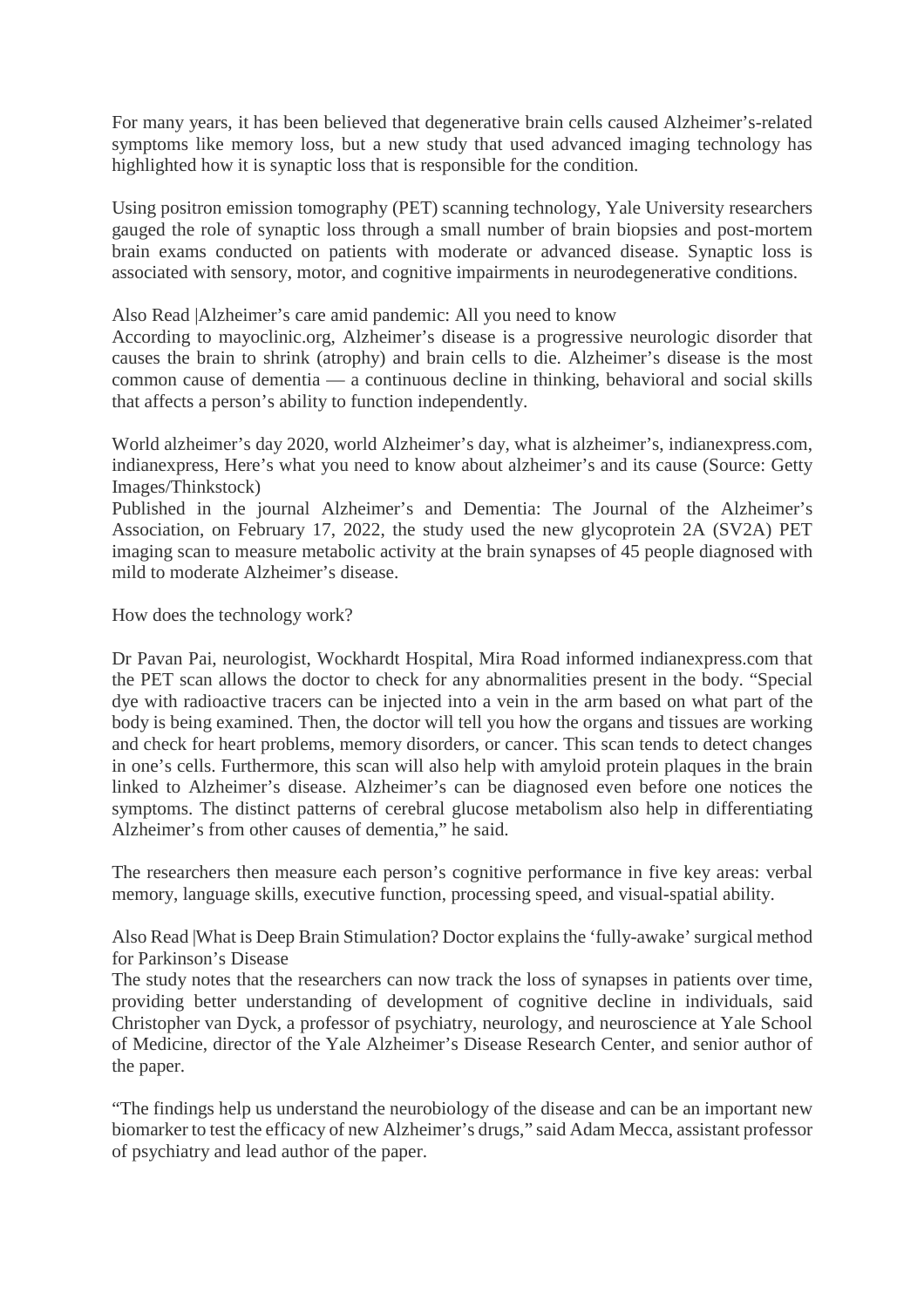For many years, it has been believed that degenerative brain cells caused Alzheimer's-related symptoms like memory loss, but a new study that used advanced imaging technology has highlighted how it is synaptic loss that is responsible for the condition.

Using positron emission tomography (PET) scanning technology, Yale University researchers gauged the role of synaptic loss through a small number of brain biopsies and post-mortem brain exams conducted on patients with moderate or advanced disease. Synaptic loss is associated with sensory, motor, and cognitive impairments in neurodegenerative conditions.

Also Read |Alzheimer's care amid pandemic: All you need to know

According to mayoclinic.org, Alzheimer's disease is a progressive neurologic disorder that causes the brain to shrink (atrophy) and brain cells to die. Alzheimer's disease is the most common cause of dementia — a continuous decline in thinking, behavioral and social skills that affects a person's ability to function independently.

World alzheimer's day 2020, world Alzheimer's day, what is alzheimer's, indianexpress.com, indianexpress, Here's what you need to know about alzheimer's and its cause (Source: Getty Images/Thinkstock)

Published in the journal Alzheimer's and Dementia: The Journal of the Alzheimer's Association, on February 17, 2022, the study used the new glycoprotein 2A (SV2A) PET imaging scan to measure metabolic activity at the brain synapses of 45 people diagnosed with mild to moderate Alzheimer's disease.

How does the technology work?

Dr Pavan Pai, neurologist, Wockhardt Hospital, Mira Road informed indianexpress.com that the PET scan allows the doctor to check for any abnormalities present in the body. "Special dye with radioactive tracers can be injected into a vein in the arm based on what part of the body is being examined. Then, the doctor will tell you how the organs and tissues are working and check for heart problems, memory disorders, or cancer. This scan tends to detect changes in one's cells. Furthermore, this scan will also help with amyloid protein plaques in the brain linked to Alzheimer's disease. Alzheimer's can be diagnosed even before one notices the symptoms. The distinct patterns of cerebral glucose metabolism also help in differentiating Alzheimer's from other causes of dementia," he said.

The researchers then measure each person's cognitive performance in five key areas: verbal memory, language skills, executive function, processing speed, and visual-spatial ability.

Also Read |What is Deep Brain Stimulation? Doctor explains the 'fully-awake' surgical method for Parkinson's Disease

The study notes that the researchers can now track the loss of synapses in patients over time, providing better understanding of development of cognitive decline in individuals, said Christopher van Dyck, a professor of psychiatry, neurology, and neuroscience at Yale School of Medicine, director of the Yale Alzheimer's Disease Research Center, and senior author of the paper.

"The findings help us understand the neurobiology of the disease and can be an important new biomarker to test the efficacy of new Alzheimer's drugs," said Adam Mecca, assistant professor of psychiatry and lead author of the paper.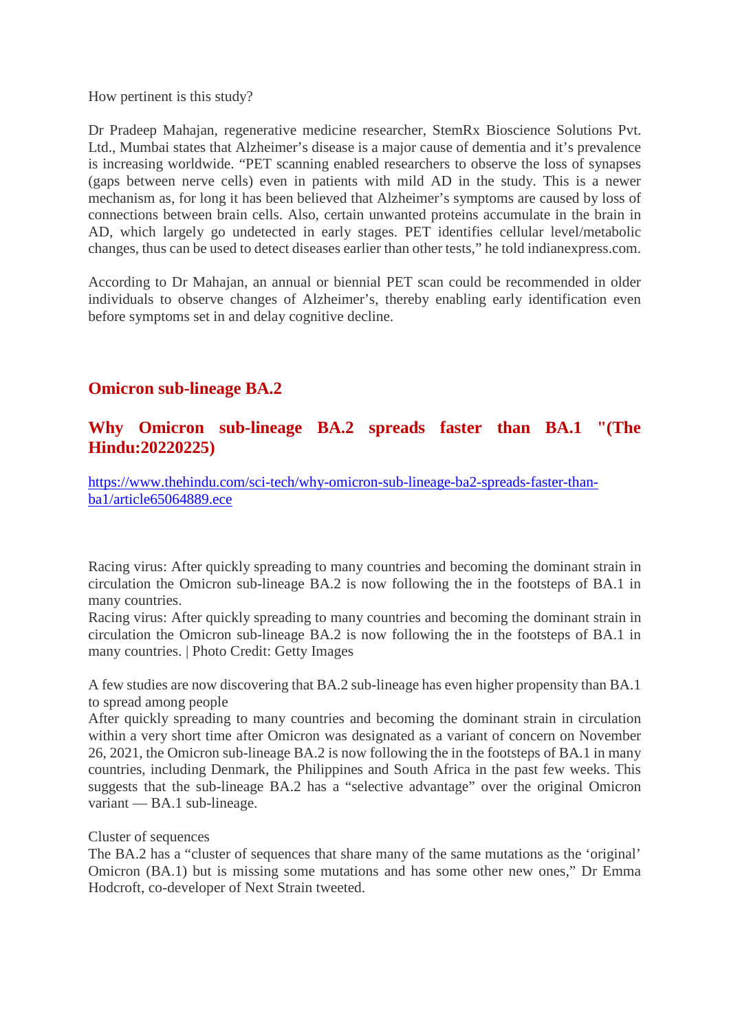How pertinent is this study?

Dr Pradeep Mahajan, regenerative medicine researcher, StemRx Bioscience Solutions Pvt. Ltd., Mumbai states that Alzheimer's disease is a major cause of dementia and it's prevalence is increasing worldwide. "PET scanning enabled researchers to observe the loss of synapses (gaps between nerve cells) even in patients with mild AD in the study. This is a newer mechanism as, for long it has been believed that Alzheimer's symptoms are caused by loss of connections between brain cells. Also, certain unwanted proteins accumulate in the brain in AD, which largely go undetected in early stages. PET identifies cellular level/metabolic changes, thus can be used to detect diseases earlier than other tests," he told indianexpress.com.

According to Dr Mahajan, an annual or biennial PET scan could be recommended in older individuals to observe changes of Alzheimer's, thereby enabling early identification even before symptoms set in and delay cognitive decline.

## Omicron sub-lineage BA.2

### Why Omicron sub-lineage BA.2 spreads faster than BA.1 "(The Hindu:20220225)

https://www.thehindu.com/sci-tech/why-omicron-sub-lineage-ba2-spreads-faster-than-ba1/article65064889.ece

Racing virus: After quickly spreading to many countries and becoming the dominant strain in circulation the Omicron sub-lineage BA.2 is now following the in the footsteps of BA.1 in many countries.
Racing virus: After quickly spreading to many countries and becoming the dominant strain in circulation the Omicron sub-lineage BA.2 is now following the in the footsteps of BA.1 in many countries. | Photo Credit: Getty Images

A few studies are now discovering that BA.2 sub-lineage has even higher propensity than BA.1 to spread among people
After quickly spreading to many countries and becoming the dominant strain in circulation within a very short time after Omicron was designated as a variant of concern on November 26, 2021, the Omicron sub-lineage BA.2 is now following the in the footsteps of BA.1 in many countries, including Denmark, the Philippines and South Africa in the past few weeks. This suggests that the sub-lineage BA.2 has a "selective advantage" over the original Omicron variant — BA.1 sub-lineage.

Cluster of sequences
The BA.2 has a "cluster of sequences that share many of the same mutations as the 'original' Omicron (BA.1) but is missing some mutations and has some other new ones," Dr Emma Hodcroft, co-developer of Next Strain tweeted.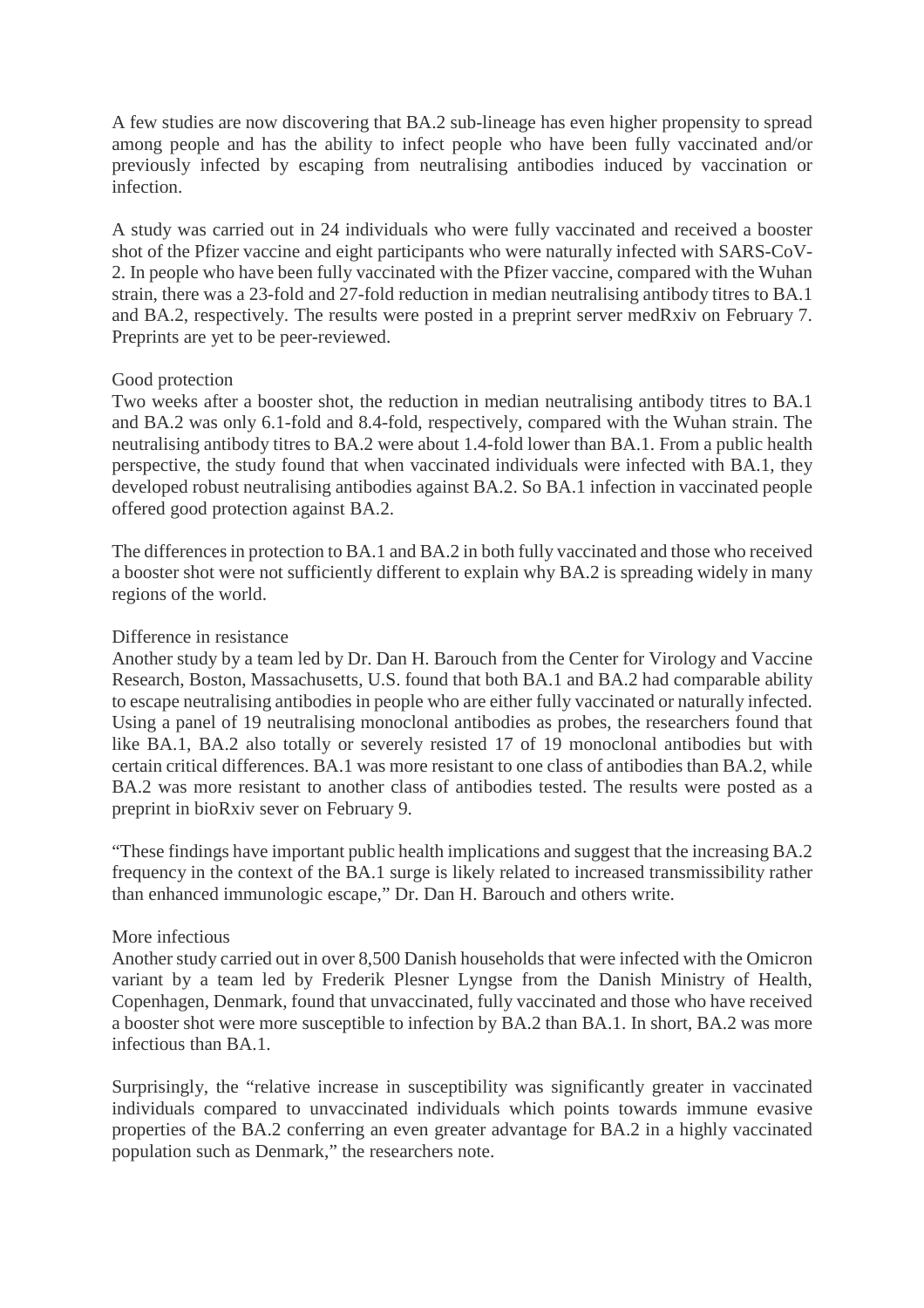A few studies are now discovering that BA.2 sub-lineage has even higher propensity to spread among people and has the ability to infect people who have been fully vaccinated and/or previously infected by escaping from neutralising antibodies induced by vaccination or infection.

A study was carried out in 24 individuals who were fully vaccinated and received a booster shot of the Pfizer vaccine and eight participants who were naturally infected with SARS-CoV-2. In people who have been fully vaccinated with the Pfizer vaccine, compared with the Wuhan strain, there was a 23-fold and 27-fold reduction in median neutralising antibody titres to BA.1 and BA.2, respectively. The results were posted in a preprint server medRxiv on February 7. Preprints are yet to be peer-reviewed.

### Good protection

Two weeks after a booster shot, the reduction in median neutralising antibody titres to BA.1 and BA.2 was only 6.1-fold and 8.4-fold, respectively, compared with the Wuhan strain. The neutralising antibody titres to BA.2 were about 1.4-fold lower than BA.1. From a public health perspective, the study found that when vaccinated individuals were infected with BA.1, they developed robust neutralising antibodies against BA.2. So BA.1 infection in vaccinated people offered good protection against BA.2.

The differences in protection to BA.1 and BA.2 in both fully vaccinated and those who received a booster shot were not sufficiently different to explain why BA.2 is spreading widely in many regions of the world.

### Difference in resistance

Another study by a team led by Dr. Dan H. Barouch from the Center for Virology and Vaccine Research, Boston, Massachusetts, U.S. found that both BA.1 and BA.2 had comparable ability to escape neutralising antibodies in people who are either fully vaccinated or naturally infected. Using a panel of 19 neutralising monoclonal antibodies as probes, the researchers found that like BA.1, BA.2 also totally or severely resisted 17 of 19 monoclonal antibodies but with certain critical differences. BA.1 was more resistant to one class of antibodies than BA.2, while BA.2 was more resistant to another class of antibodies tested. The results were posted as a preprint in bioRxiv sever on February 9.

"These findings have important public health implications and suggest that the increasing BA.2 frequency in the context of the BA.1 surge is likely related to increased transmissibility rather than enhanced immunologic escape," Dr. Dan H. Barouch and others write.

### More infectious

Another study carried out in over 8,500 Danish households that were infected with the Omicron variant by a team led by Frederik Plesner Lyngse from the Danish Ministry of Health, Copenhagen, Denmark, found that unvaccinated, fully vaccinated and those who have received a booster shot were more susceptible to infection by BA.2 than BA.1. In short, BA.2 was more infectious than BA.1.

Surprisingly, the "relative increase in susceptibility was significantly greater in vaccinated individuals compared to unvaccinated individuals which points towards immune evasive properties of the BA.2 conferring an even greater advantage for BA.2 in a highly vaccinated population such as Denmark," the researchers note.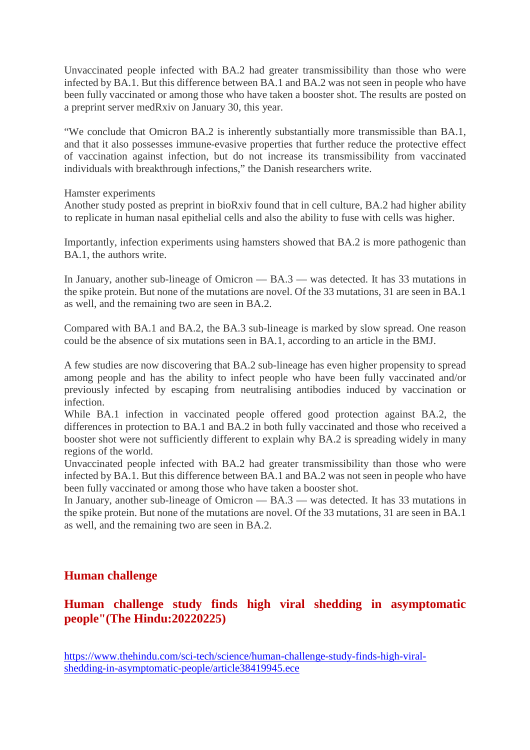Unvaccinated people infected with BA.2 had greater transmissibility than those who were infected by BA.1. But this difference between BA.1 and BA.2 was not seen in people who have been fully vaccinated or among those who have taken a booster shot. The results are posted on a preprint server medRxiv on January 30, this year.

"We conclude that Omicron BA.2 is inherently substantially more transmissible than BA.1, and that it also possesses immune-evasive properties that further reduce the protective effect of vaccination against infection, but do not increase its transmissibility from vaccinated individuals with breakthrough infections," the Danish researchers write.

Hamster experiments
Another study posted as preprint in bioRxiv found that in cell culture, BA.2 had higher ability to replicate in human nasal epithelial cells and also the ability to fuse with cells was higher.

Importantly, infection experiments using hamsters showed that BA.2 is more pathogenic than BA.1, the authors write.

In January, another sub-lineage of Omicron — BA.3 — was detected. It has 33 mutations in the spike protein. But none of the mutations are novel. Of the 33 mutations, 31 are seen in BA.1 as well, and the remaining two are seen in BA.2.

Compared with BA.1 and BA.2, the BA.3 sub-lineage is marked by slow spread. One reason could be the absence of six mutations seen in BA.1, according to an article in the BMJ.

A few studies are now discovering that BA.2 sub-lineage has even higher propensity to spread among people and has the ability to infect people who have been fully vaccinated and/or previously infected by escaping from neutralising antibodies induced by vaccination or infection.
While BA.1 infection in vaccinated people offered good protection against BA.2, the differences in protection to BA.1 and BA.2 in both fully vaccinated and those who received a booster shot were not sufficiently different to explain why BA.2 is spreading widely in many regions of the world.
Unvaccinated people infected with BA.2 had greater transmissibility than those who were infected by BA.1. But this difference between BA.1 and BA.2 was not seen in people who have been fully vaccinated or among those who have taken a booster shot.
In January, another sub-lineage of Omicron — BA.3 — was detected. It has 33 mutations in the spike protein. But none of the mutations are novel. Of the 33 mutations, 31 are seen in BA.1 as well, and the remaining two are seen in BA.2.

## Human challenge

## Human challenge study finds high viral shedding in asymptomatic people"(The Hindu:20220225)

https://www.thehindu.com/sci-tech/science/human-challenge-study-finds-high-viral-shedding-in-asymptomatic-people/article38419945.ece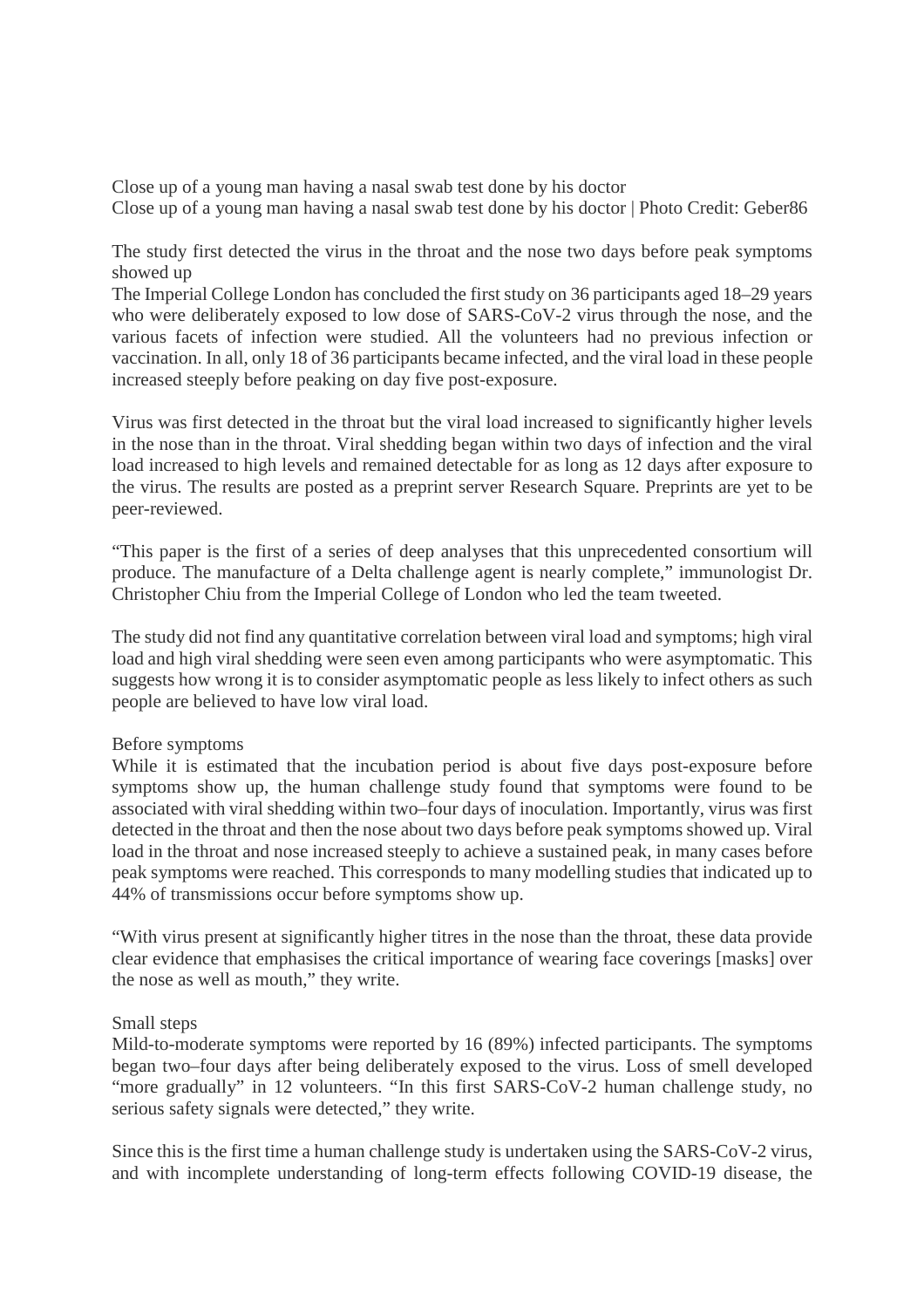Close up of a young man having a nasal swab test done by his doctor

Close up of a young man having a nasal swab test done by his doctor | Photo Credit: Geber86

The study first detected the virus in the throat and the nose two days before peak symptoms showed up

The Imperial College London has concluded the first study on 36 participants aged 18–29 years who were deliberately exposed to low dose of SARS-CoV-2 virus through the nose, and the various facets of infection were studied. All the volunteers had no previous infection or vaccination. In all, only 18 of 36 participants became infected, and the viral load in these people increased steeply before peaking on day five post-exposure.

Virus was first detected in the throat but the viral load increased to significantly higher levels in the nose than in the throat. Viral shedding began within two days of infection and the viral load increased to high levels and remained detectable for as long as 12 days after exposure to the virus. The results are posted as a preprint server Research Square. Preprints are yet to be peer-reviewed.

"This paper is the first of a series of deep analyses that this unprecedented consortium will produce. The manufacture of a Delta challenge agent is nearly complete," immunologist Dr. Christopher Chiu from the Imperial College of London who led the team tweeted.

The study did not find any quantitative correlation between viral load and symptoms; high viral load and high viral shedding were seen even among participants who were asymptomatic. This suggests how wrong it is to consider asymptomatic people as less likely to infect others as such people are believed to have low viral load.

## Before symptoms

While it is estimated that the incubation period is about five days post-exposure before symptoms show up, the human challenge study found that symptoms were found to be associated with viral shedding within two–four days of inoculation. Importantly, virus was first detected in the throat and then the nose about two days before peak symptoms showed up. Viral load in the throat and nose increased steeply to achieve a sustained peak, in many cases before peak symptoms were reached. This corresponds to many modelling studies that indicated up to 44% of transmissions occur before symptoms show up.

"With virus present at significantly higher titres in the nose than the throat, these data provide clear evidence that emphasises the critical importance of wearing face coverings [masks] over the nose as well as mouth," they write.

## Small steps

Mild-to-moderate symptoms were reported by 16 (89%) infected participants. The symptoms began two–four days after being deliberately exposed to the virus. Loss of smell developed "more gradually" in 12 volunteers. "In this first SARS-CoV-2 human challenge study, no serious safety signals were detected," they write.

Since this is the first time a human challenge study is undertaken using the SARS-CoV-2 virus, and with incomplete understanding of long-term effects following COVID-19 disease, the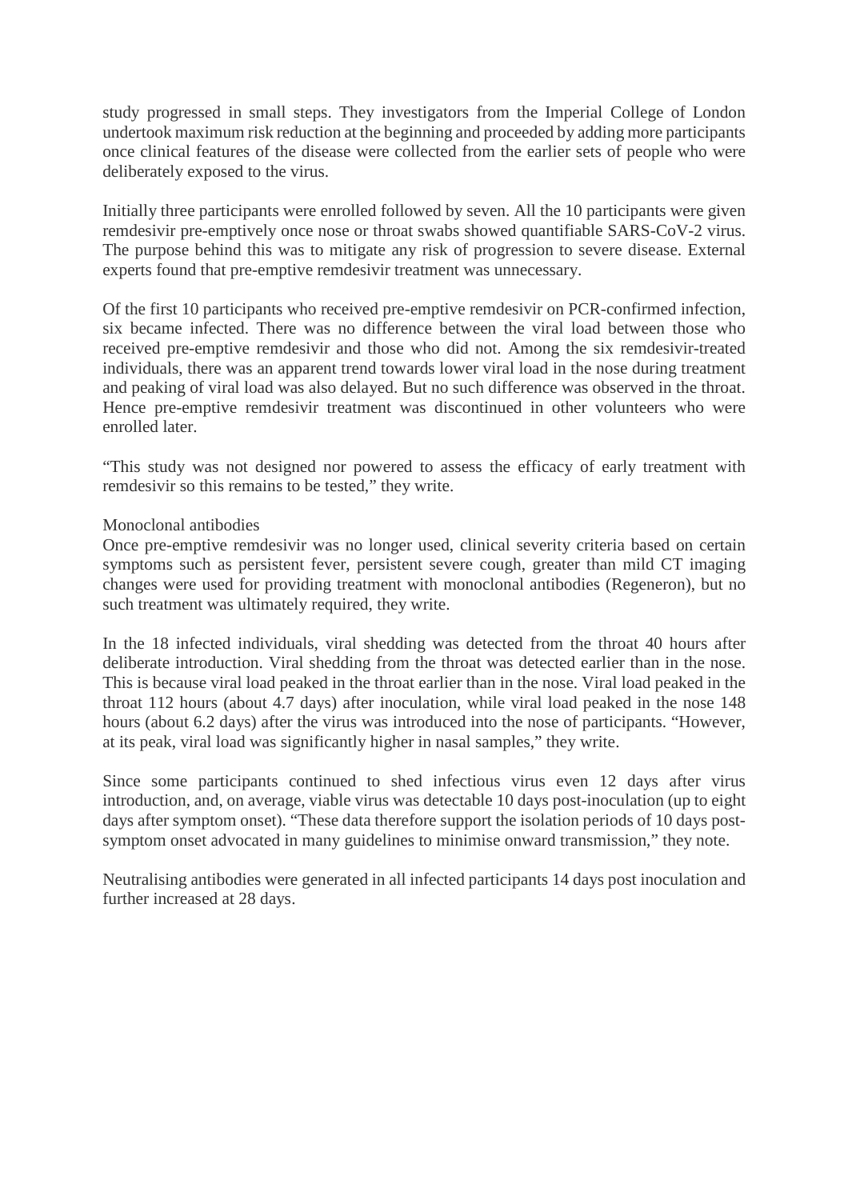study progressed in small steps. They investigators from the Imperial College of London undertook maximum risk reduction at the beginning and proceeded by adding more participants once clinical features of the disease were collected from the earlier sets of people who were deliberately exposed to the virus.

Initially three participants were enrolled followed by seven. All the 10 participants were given remdesivir pre-emptively once nose or throat swabs showed quantifiable SARS-CoV-2 virus. The purpose behind this was to mitigate any risk of progression to severe disease. External experts found that pre-emptive remdesivir treatment was unnecessary.

Of the first 10 participants who received pre-emptive remdesivir on PCR-confirmed infection, six became infected. There was no difference between the viral load between those who received pre-emptive remdesivir and those who did not. Among the six remdesivir-treated individuals, there was an apparent trend towards lower viral load in the nose during treatment and peaking of viral load was also delayed. But no such difference was observed in the throat. Hence pre-emptive remdesivir treatment was discontinued in other volunteers who were enrolled later.

"This study was not designed nor powered to assess the efficacy of early treatment with remdesivir so this remains to be tested," they write.

Monoclonal antibodies

Once pre-emptive remdesivir was no longer used, clinical severity criteria based on certain symptoms such as persistent fever, persistent severe cough, greater than mild CT imaging changes were used for providing treatment with monoclonal antibodies (Regeneron), but no such treatment was ultimately required, they write.

In the 18 infected individuals, viral shedding was detected from the throat 40 hours after deliberate introduction. Viral shedding from the throat was detected earlier than in the nose. This is because viral load peaked in the throat earlier than in the nose. Viral load peaked in the throat 112 hours (about 4.7 days) after inoculation, while viral load peaked in the nose 148 hours (about 6.2 days) after the virus was introduced into the nose of participants. "However, at its peak, viral load was significantly higher in nasal samples," they write.

Since some participants continued to shed infectious virus even 12 days after virus introduction, and, on average, viable virus was detectable 10 days post-inoculation (up to eight days after symptom onset). "These data therefore support the isolation periods of 10 days post-symptom onset advocated in many guidelines to minimise onward transmission," they note.

Neutralising antibodies were generated in all infected participants 14 days post inoculation and further increased at 28 days.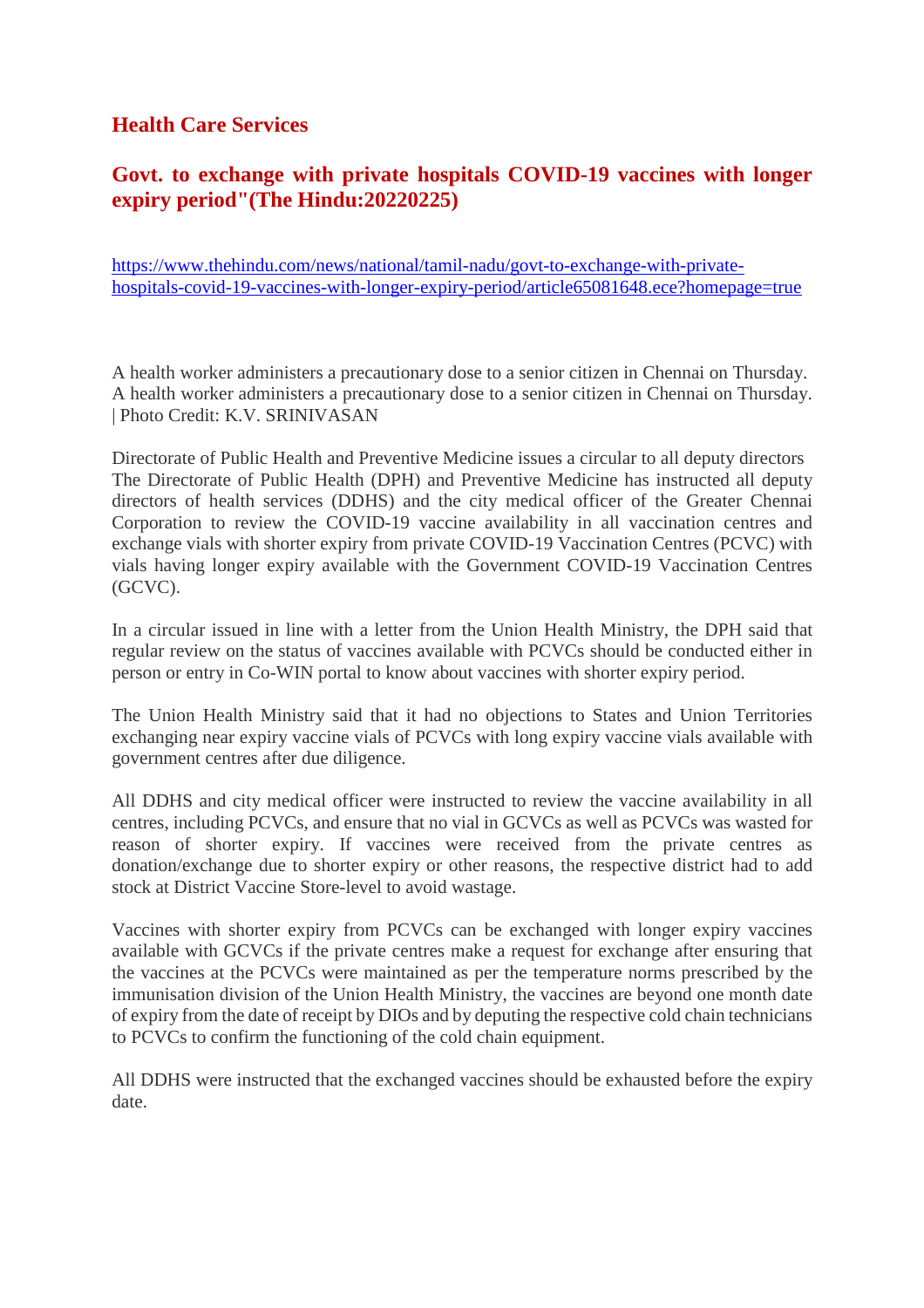## Health Care Services

## Govt. to exchange with private hospitals COVID-19 vaccines with longer expiry period"(The Hindu:20220225)

https://www.thehindu.com/news/national/tamil-nadu/govt-to-exchange-with-private-hospitals-covid-19-vaccines-with-longer-expiry-period/article65081648.ece?homepage=true

A health worker administers a precautionary dose to a senior citizen in Chennai on Thursday. A health worker administers a precautionary dose to a senior citizen in Chennai on Thursday. | Photo Credit: K.V. SRINIVASAN

Directorate of Public Health and Preventive Medicine issues a circular to all deputy directors
The Directorate of Public Health (DPH) and Preventive Medicine has instructed all deputy directors of health services (DDHS) and the city medical officer of the Greater Chennai Corporation to review the COVID-19 vaccine availability in all vaccination centres and exchange vials with shorter expiry from private COVID-19 Vaccination Centres (PCVC) with vials having longer expiry available with the Government COVID-19 Vaccination Centres (GCVC).

In a circular issued in line with a letter from the Union Health Ministry, the DPH said that regular review on the status of vaccines available with PCVCs should be conducted either in person or entry in Co-WIN portal to know about vaccines with shorter expiry period.

The Union Health Ministry said that it had no objections to States and Union Territories exchanging near expiry vaccine vials of PCVCs with long expiry vaccine vials available with government centres after due diligence.

All DDHS and city medical officer were instructed to review the vaccine availability in all centres, including PCVCs, and ensure that no vial in GCVCs as well as PCVCs was wasted for reason of shorter expiry. If vaccines were received from the private centres as donation/exchange due to shorter expiry or other reasons, the respective district had to add stock at District Vaccine Store-level to avoid wastage.

Vaccines with shorter expiry from PCVCs can be exchanged with longer expiry vaccines available with GCVCs if the private centres make a request for exchange after ensuring that the vaccines at the PCVCs were maintained as per the temperature norms prescribed by the immunisation division of the Union Health Ministry, the vaccines are beyond one month date of expiry from the date of receipt by DIOs and by deputing the respective cold chain technicians to PCVCs to confirm the functioning of the cold chain equipment.

All DDHS were instructed that the exchanged vaccines should be exhausted before the expiry date.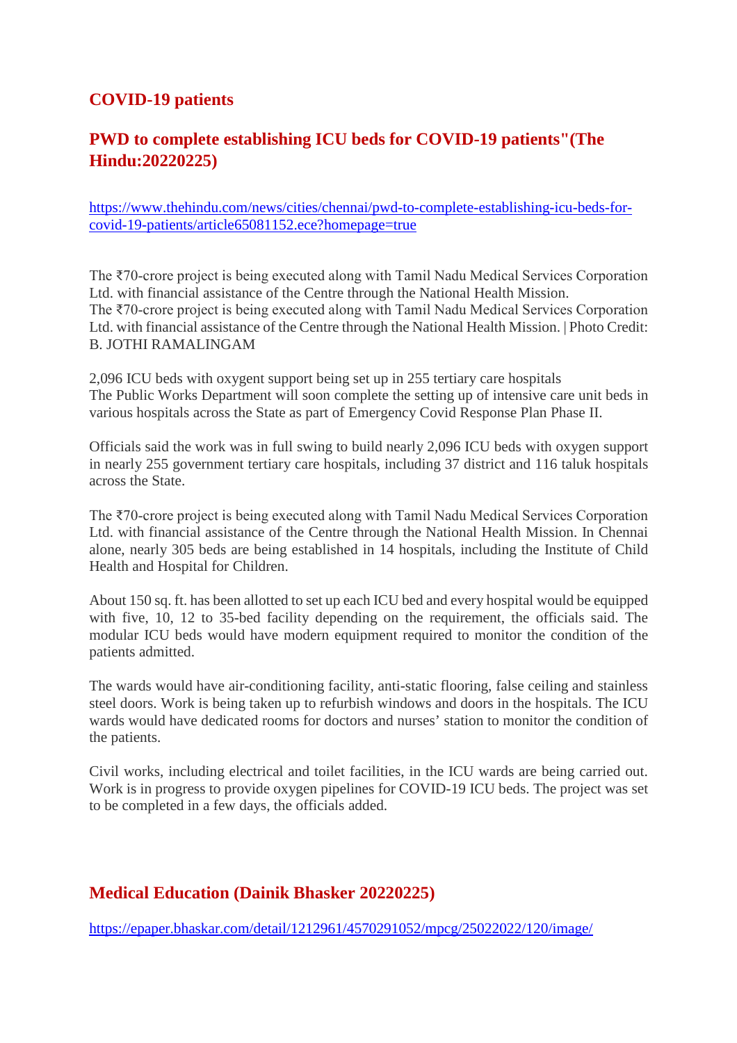## COVID-19 patients

## PWD to complete establishing ICU beds for COVID-19 patients"(The Hindu:20220225)

https://www.thehindu.com/news/cities/chennai/pwd-to-complete-establishing-icu-beds-for-covid-19-patients/article65081152.ece?homepage=true

The ₹70-crore project is being executed along with Tamil Nadu Medical Services Corporation Ltd. with financial assistance of the Centre through the National Health Mission.
The ₹70-crore project is being executed along with Tamil Nadu Medical Services Corporation Ltd. with financial assistance of the Centre through the National Health Mission. | Photo Credit: B. JOTHI RAMALINGAM

2,096 ICU beds with oxygent support being set up in 255 tertiary care hospitals
The Public Works Department will soon complete the setting up of intensive care unit beds in various hospitals across the State as part of Emergency Covid Response Plan Phase II.

Officials said the work was in full swing to build nearly 2,096 ICU beds with oxygen support in nearly 255 government tertiary care hospitals, including 37 district and 116 taluk hospitals across the State.

The ₹70-crore project is being executed along with Tamil Nadu Medical Services Corporation Ltd. with financial assistance of the Centre through the National Health Mission. In Chennai alone, nearly 305 beds are being established in 14 hospitals, including the Institute of Child Health and Hospital for Children.

About 150 sq. ft. has been allotted to set up each ICU bed and every hospital would be equipped with five, 10, 12 to 35-bed facility depending on the requirement, the officials said. The modular ICU beds would have modern equipment required to monitor the condition of the patients admitted.

The wards would have air-conditioning facility, anti-static flooring, false ceiling and stainless steel doors. Work is being taken up to refurbish windows and doors in the hospitals. The ICU wards would have dedicated rooms for doctors and nurses' station to monitor the condition of the patients.

Civil works, including electrical and toilet facilities, in the ICU wards are being carried out. Work is in progress to provide oxygen pipelines for COVID-19 ICU beds. The project was set to be completed in a few days, the officials added.

## Medical Education (Dainik Bhasker 20220225)

https://epaper.bhaskar.com/detail/1212961/4570291052/mpcg/25022022/120/image/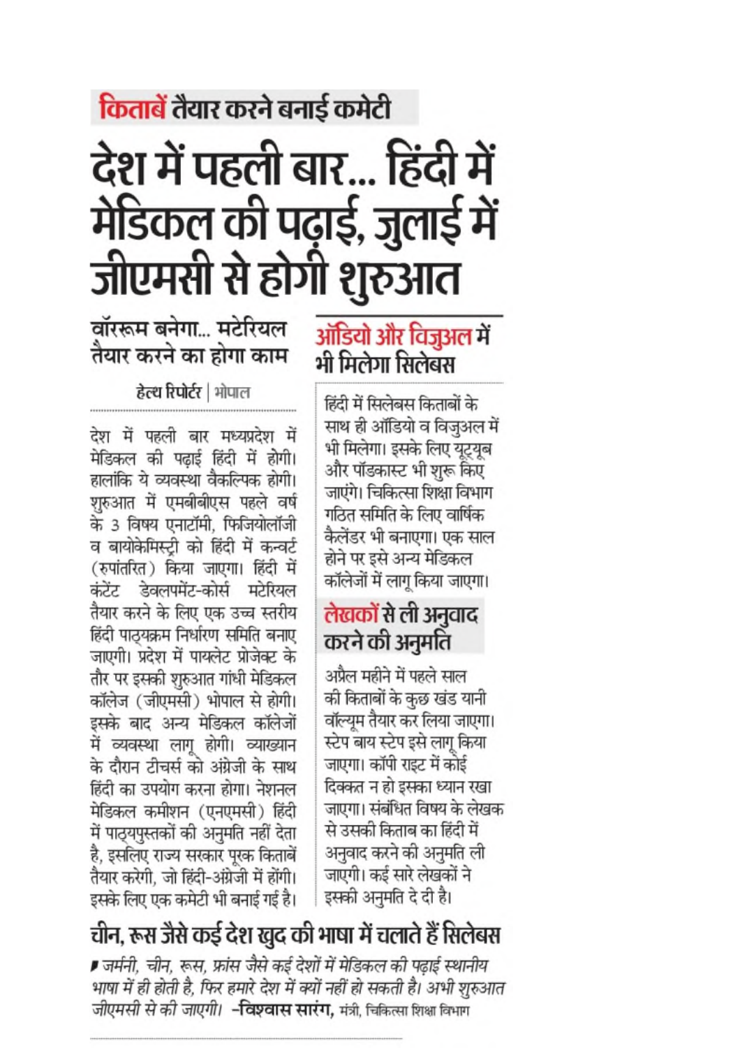## किताबें तैयार करने बनाई कमेटी

# देश में पहली बार... हिंदी में मेडिकल की पढ़ाई, जुलाई में जीएमसी से होगी शुरुआत

### वॉररूम बनेगा... मटेरियल तैयार करने का होगा काम

हेल्थ रिपोर्टर | भोपाल

देश में पहली बार मध्यप्रदेश में मेडिकल की पढ़ाई हिंदी में होगी। हालांकि ये व्यवस्था वैकल्पिक होगी। शुरुआत में एमबीबीएस पहले वर्ष के 3 विषय एनाटॉमी, फिजियोलॉजी व बायोकेमिस्ट्री को हिंदी में कन्वर्ट (रुपांतरित) किया जाएगा। हिंदी में कंटेंट डेवलपमेंट-कोर्स मटेरियल तैयार करने के लिए एक उच्च स्तरीय हिंदी पाठ्यक्रम निर्धारण समिति बनाए जाएगी। प्रदेश में पायलेट प्रोजेक्ट के तौर पर इसकी शुरुआत गांधी मेडिकल कॉलेज (जीएमसी) भोपाल से होगी। इसके बाद अन्य मेडिकल कॉलेजों में व्यवस्था लागू होगी। व्याख्यान के दौरान टीचर्स को अंग्रेजी के साथ हिंदी का उपयोग करना होगा। नेशनल मेडिकल कमीशन (एनएमसी) हिंदी में पाठ्यपुस्तकों की अनुमति नहीं देता है, इसलिए राज्य सरकार पूरक किताबें तैयार करेगी, जो हिंदी-अंग्रेजी में होंगी। इसके लिए एक कमेटी भी बनाई गई है।

### ऑडियो और विजुअल में भी मिलेगा सिलेबस

हिंदी में सिलेबस किताबों के साथ ही ऑडियो व विजुअल में भी मिलेगा। इसके लिए यूट्यूब और पॉडकास्ट भी शुरू किए जाएंगे। चिकित्सा शिक्षा विभाग गठित समिति के लिए वार्षिक कैलेंडर भी बनाएगा। एक साल होने पर इसे अन्य मेडिकल कॉलेजों में लागू किया जाएगा।

### लेखकों से ली अनुवाद करने की अनुमति

अप्रैल महीने में पहले साल की किताबों के कुछ खंड यानी वॉल्यूम तैयार कर लिया जाएगा। स्टेप बाय स्टेप इसे लागू किया जाएगा। कॉपी राइट में कोई दिक्कत न हो इसका ध्यान रखा जाएगा। संबंधित विषय के लेखक से उसकी किताब का हिंदी में अनुवाद करने की अनुमति ली जाएगी। कई सारे लेखकों ने इसकी अनुमति दे दी है।

### चीन, रूस जैसे कई देश खुद की भाषा में चलाते हैं सिलेबस

*जर्मनी, चीन, रूस, फ्रांस जैसे कई देशों में मेडिकल की पढ़ाई स्थानीय भाषा में ही होती है, फिर हमारे देश में क्यों नहीं हो सकती है। अभी शुरुआत जीएमसी से की जाएगी।* **-विश्वास सारंग,** मंत्री, चिकित्सा शिक्षा विभाग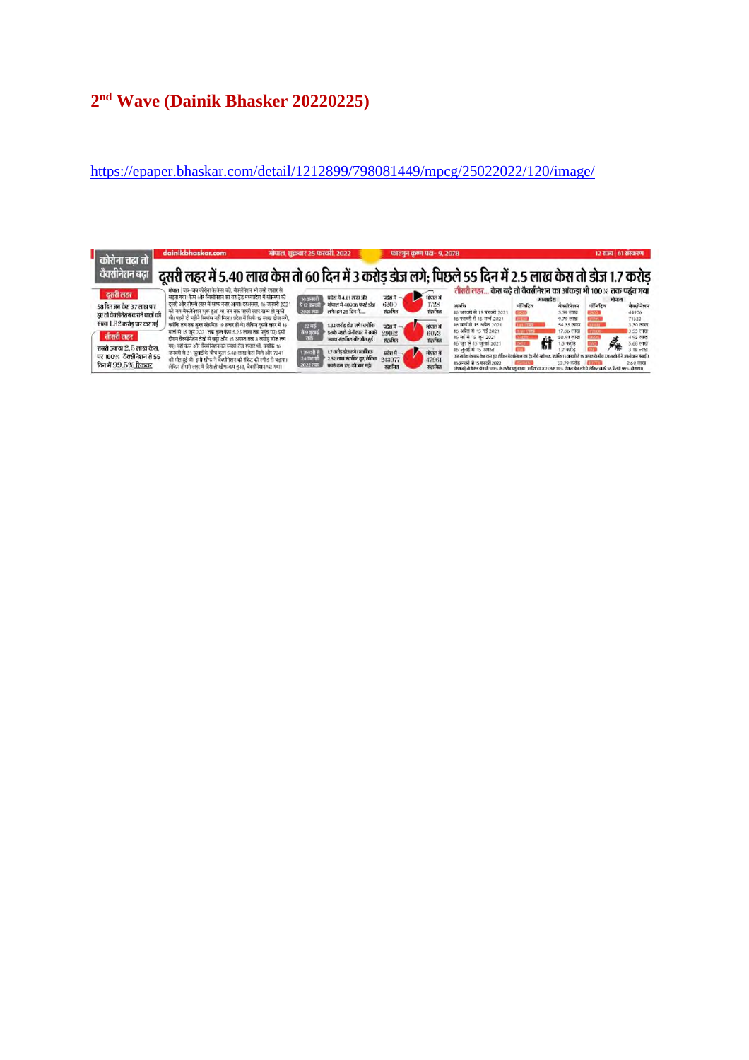## 2nd Wave (Dainik Bhasker 20220225)

https://epaper.bhaskar.com/detail/1212899/798081449/mpcg/25022022/120/image/

dainikbhaskar.com भोपाल, शुक्रवार 25 फरवरी, 2022 फाल्गुन कृष्ण पक्ष- 9, 2078 12 राज्य | 61 संस्करण

कोरोना चढ़ा तो वैक्सीनेशन बढ़ा

# दूसरी लहर में 5.40 लाख केस तो 60 दिन में 3 करोड़ डोज लगे; पिछले 55 दिन में 2.5 लाख केस तो डोज 1.7 करोड़

**दूसरी लहर**

58 दिन उस केस 3.7 लाख पार हुए तो वैक्सीनेशन कराने वालों की संख्या 1.32 करोड़ पार कर गई

**तीसरी लहर**

सबसे ज्यादा 2.5 लाख केस, पर 100% वैक्सीनेशन में 55 दिन में 99.5% रिकार्ड

भोपाल | जब-जब कोरोना के केस बढ़े, वैक्सीनेशन भी उसी रफ्तार से बढ़ता गया। केस और वैक्सीनेशन का यह ट्रेंड मध्यप्रदेश में संक्रमण की दूसरी और तीसरी लहर में साफ नजर आया। दरअसल, 16 जनवरी 2021 को जब वैक्सीनेशन शुरू हुआ था, तब तक पहली लहर खत्म हो चुकी थी। पहले दो महीने रिस्पांस नहीं मिला। प्रदेश में सिर्फ 15 लाख डोज लगे, क्योंकि तब तक कुल संक्रमित 19 हजार ही थे। लेकिन दूसरी लहर में 16 मार्च से 15 जून 2021 तक कुल केस 5.25 लाख तक पहुंच गए। इसी दौरान वैक्सीनेशन तेजी से बढ़ा और 15 अगस्त तक 3 करोड़ डोज लग गए। यहीं केस और वैक्सीनेशन की सबसे तेज रफ्तार थी, क्योंकि 16 जनवरी से 31 जुलाई के बीच कुल 5.40 लाख केस मिले और 7241 की मौत हुई थी। इसी खौफ ने वैक्सीनेशन को रिकॉर्ड की स्पीड से बढ़ाया। लेकिन तीसरी लहर में जैसे ही खौफ कम हुआ, वैक्सीनेशन घट गया।

16 जनवरी से 15 फरवरी 2021 तक — प्रदेश में 4.81 लाख और भोपाल में 40000 फर्स्ट डोज लगे। इन 28 दिन में... — प्रदेश में 6200 संक्रमित — भोपाल में 1728 संक्रमित

22 मई से 9 जुलाई तक — 1.32 करोड़ डोज लगे। क्योंकि इससे पहले दौरों लहर में सबसे ज्यादा संक्रमित और मौत हुईं। — प्रदेश में 29162 संक्रमित — भोपाल में 6078 संक्रमित

1 जनवरी से 24 फरवरी 2022 तक — 1.7 करोड़ डोज लगे। क्योंकि 2.52 लाख संक्रमित हुए, लेकिन सबसे कम 176 की जान गई। — प्रदेश में 243077 संक्रमित — भोपाल में 47961 संक्रमित

**तीसरी लहर... केस बढ़े तो वैक्सीनेशन का आंकड़ा भी 100% तक पहुंच गया**

| अवधि | मध्यप्रदेश पॉजिटिव | मध्यप्रदेश वैक्सीनेशन | भोपाल पॉजिटिव | भोपाल वैक्सीनेशन |
|---|---|---|---|---|
| 16 जनवरी से 15 फरवरी 2021 | | 5.59 लाख | | 44906 |
| 16 फरवरी से 15 मार्च 2021 | | 9.79 लाख | | 71320 |
| 16 मार्च से 15 अप्रैल 2021 | | 54.35 लाख | | 3.30 लाख |
| 16 अप्रैल से 15 मई 2021 | | 17.86 लाख | | 3.55 लाख |
| 16 मई से 15 जून 2021 | | 50.91 लाख | | 4.95 लाख |
| 16 जून से 15 जुलाई 2021 | | 1.3 करोड़ | | 5.69 लाख |
| 16 जुलाई से 15 अगस्त | | 1.7 करोड़ | | 3.18 लाख |
| 16 जनवरी से 15 फरवरी 2022 | | 62.79 करोड़ | | 2.60 लाख |